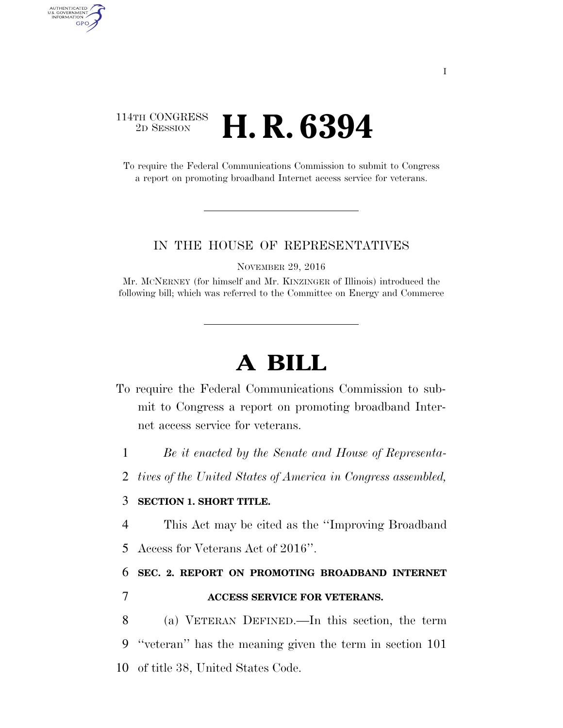114TH CONGRESS
2D SESSION

# H. R. 6394

To require the Federal Communications Commission to submit to Congress a report on promoting broadband Internet access service for veterans.

IN THE HOUSE OF REPRESENTATIVES

NOVEMBER 29, 2016

Mr. MCNERNEY (for himself and Mr. KINZINGER of Illinois) introduced the following bill; which was referred to the Committee on Energy and Commerce

# A BILL

To require the Federal Communications Commission to submit to Congress a report on promoting broadband Internet access service for veterans.

1 *Be it enacted by the Senate and House of Representa-*
2 *tives of the United States of America in Congress assembled,*

3 **SECTION 1. SHORT TITLE.**

4 This Act may be cited as the ''Improving Broadband
5 Access for Veterans Act of 2016''.

6 **SEC. 2. REPORT ON PROMOTING BROADBAND INTERNET**
7 **ACCESS SERVICE FOR VETERANS.**

8 (a) VETERAN DEFINED.—In this section, the term
9 ''veteran'' has the meaning given the term in section 101
10 of title 38, United States Code.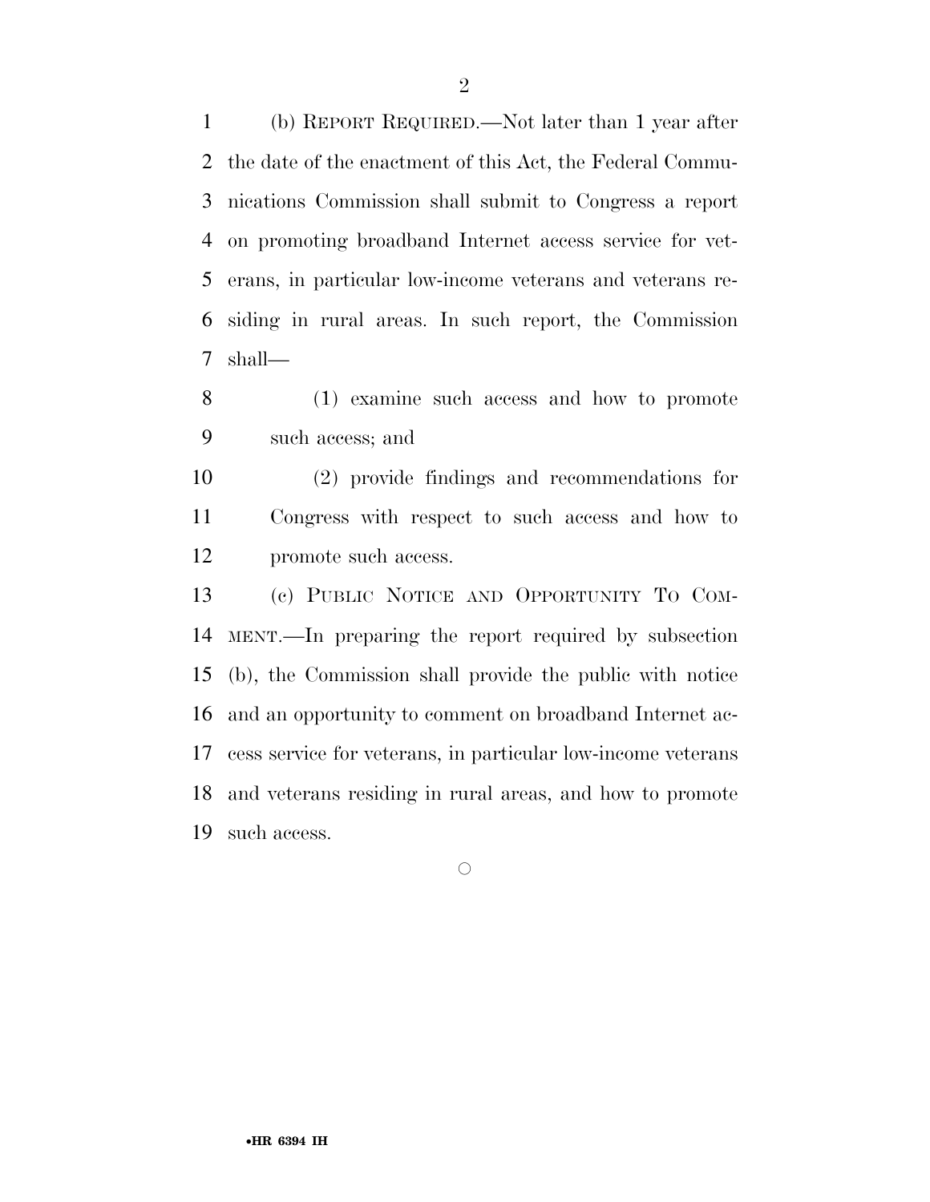(b) REPORT REQUIRED.—Not later than 1 year after the date of the enactment of this Act, the Federal Communications Commission shall submit to Congress a report on promoting broadband Internet access service for veterans, in particular low-income veterans and veterans residing in rural areas. In such report, the Commission shall—

(1) examine such access and how to promote such access; and

(2) provide findings and recommendations for Congress with respect to such access and how to promote such access.

(c) PUBLIC NOTICE AND OPPORTUNITY TO COMMENT.—In preparing the report required by subsection (b), the Commission shall provide the public with notice and an opportunity to comment on broadband Internet access service for veterans, in particular low-income veterans and veterans residing in rural areas, and how to promote such access.